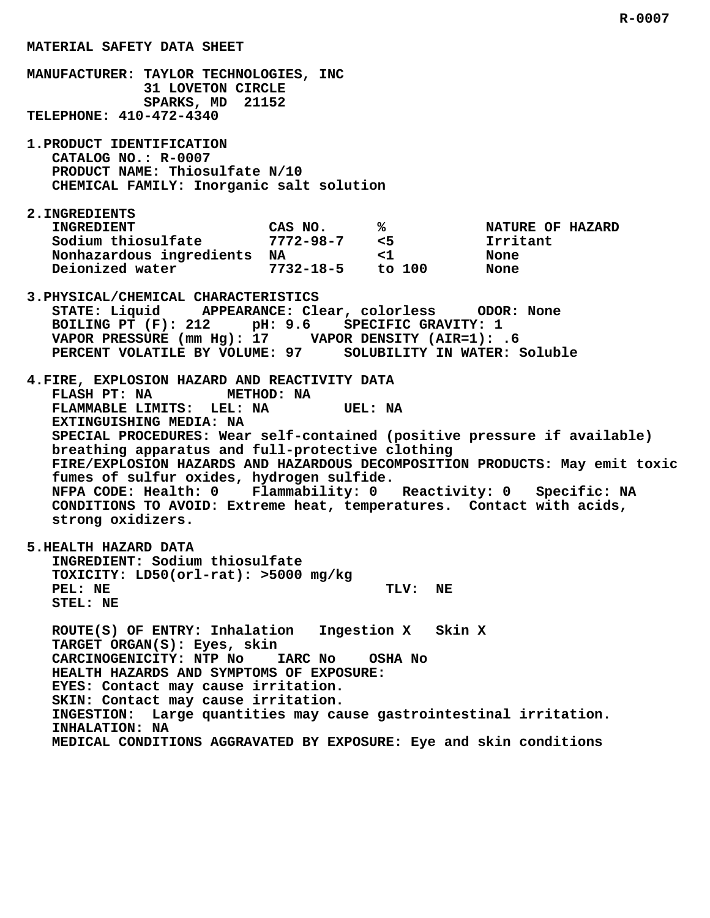R-0007

# MATERIAL SAFETY DATA SHEET

**MANUFACTURER:** TAYLOR TECHNOLOGIES, INC
31 LOVETON CIRCLE
SPARKS, MD 21152
**TELEPHONE:** 410-472-4340

## 1. PRODUCT IDENTIFICATION

CATALOG NO.: R-0007
PRODUCT NAME: Thiosulfate N/10
CHEMICAL FAMILY: Inorganic salt solution

## 2. INGREDIENTS

| INGREDIENT | CAS NO. | % | NATURE OF HAZARD |
|---|---|---|---|
| Sodium thiosulfate | 7772-98-7 | <5 | Irritant |
| Nonhazardous ingredients | NA | <1 | None |
| Deionized water | 7732-18-5 | to 100 | None |

## 3. PHYSICAL/CHEMICAL CHARACTERISTICS

STATE: Liquid     APPEARANCE: Clear, colorless     ODOR: None
BOILING PT (F): 212     pH: 9.6     SPECIFIC GRAVITY: 1
VAPOR PRESSURE (mm Hg): 17     VAPOR DENSITY (AIR=1): .6
PERCENT VOLATILE BY VOLUME: 97     SOLUBILITY IN WATER: Soluble

## 4. FIRE, EXPLOSION HAZARD AND REACTIVITY DATA

FLASH PT: NA     METHOD: NA
FLAMMABLE LIMITS: LEL: NA     UEL: NA
EXTINGUISHING MEDIA: NA
SPECIAL PROCEDURES: Wear self-contained (positive pressure if available) breathing apparatus and full-protective clothing
FIRE/EXPLOSION HAZARDS AND HAZARDOUS DECOMPOSITION PRODUCTS: May emit toxic fumes of sulfur oxides, hydrogen sulfide.
NFPA CODE: Health: 0     Flammability: 0     Reactivity: 0     Specific: NA
CONDITIONS TO AVOID: Extreme heat, temperatures. Contact with acids, strong oxidizers.

## 5. HEALTH HAZARD DATA

INGREDIENT: Sodium thiosulfate
TOXICITY: LD50(orl-rat): >5000 mg/kg
PEL: NE     TLV: NE
STEL: NE

ROUTE(S) OF ENTRY: Inhalation     Ingestion X     Skin X
TARGET ORGAN(S): Eyes, skin
CARCINOGENICITY: NTP No     IARC No     OSHA No
HEALTH HAZARDS AND SYMPTOMS OF EXPOSURE:
EYES: Contact may cause irritation.
SKIN: Contact may cause irritation.
INGESTION: Large quantities may cause gastrointestinal irritation.
INHALATION: NA
MEDICAL CONDITIONS AGGRAVATED BY EXPOSURE: Eye and skin conditions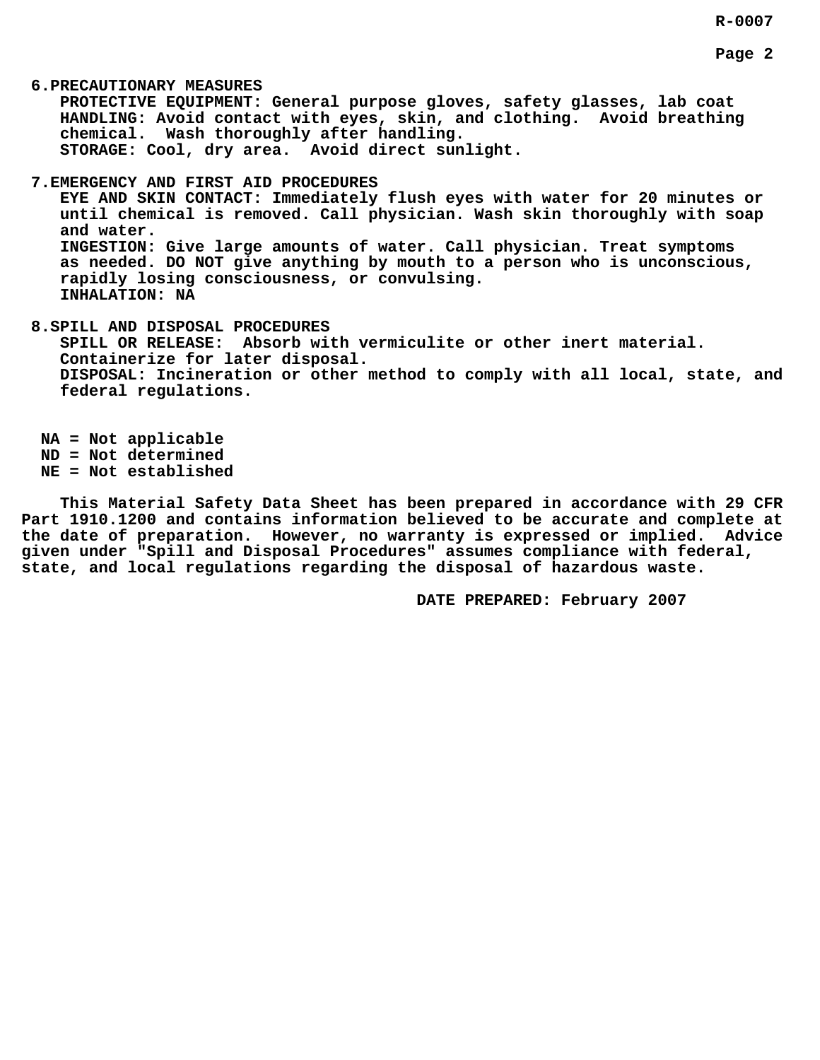## 6. PRECAUTIONARY MEASURES

**PROTECTIVE EQUIPMENT:** General purpose gloves, safety glasses, lab coat

**HANDLING:** Avoid contact with eyes, skin, and clothing. Avoid breathing chemical. Wash thoroughly after handling.

**STORAGE:** Cool, dry area. Avoid direct sunlight.

## 7. EMERGENCY AND FIRST AID PROCEDURES

**EYE AND SKIN CONTACT:** Immediately flush eyes with water for 20 minutes or until chemical is removed. Call physician. Wash skin thoroughly with soap and water.

**INGESTION:** Give large amounts of water. Call physician. Treat symptoms as needed. DO NOT give anything by mouth to a person who is unconscious, rapidly losing consciousness, or convulsing.

**INHALATION:** NA

## 8. SPILL AND DISPOSAL PROCEDURES

**SPILL OR RELEASE:** Absorb with vermiculite or other inert material. Containerize for later disposal.

**DISPOSAL:** Incineration or other method to comply with all local, state, and federal regulations.

NA = Not applicable
ND = Not determined
NE = Not established

This Material Safety Data Sheet has been prepared in accordance with 29 CFR Part 1910.1200 and contains information believed to be accurate and complete at the date of preparation. However, no warranty is expressed or implied. Advice given under "Spill and Disposal Procedures" assumes compliance with federal, state, and local regulations regarding the disposal of hazardous waste.

DATE PREPARED: February 2007